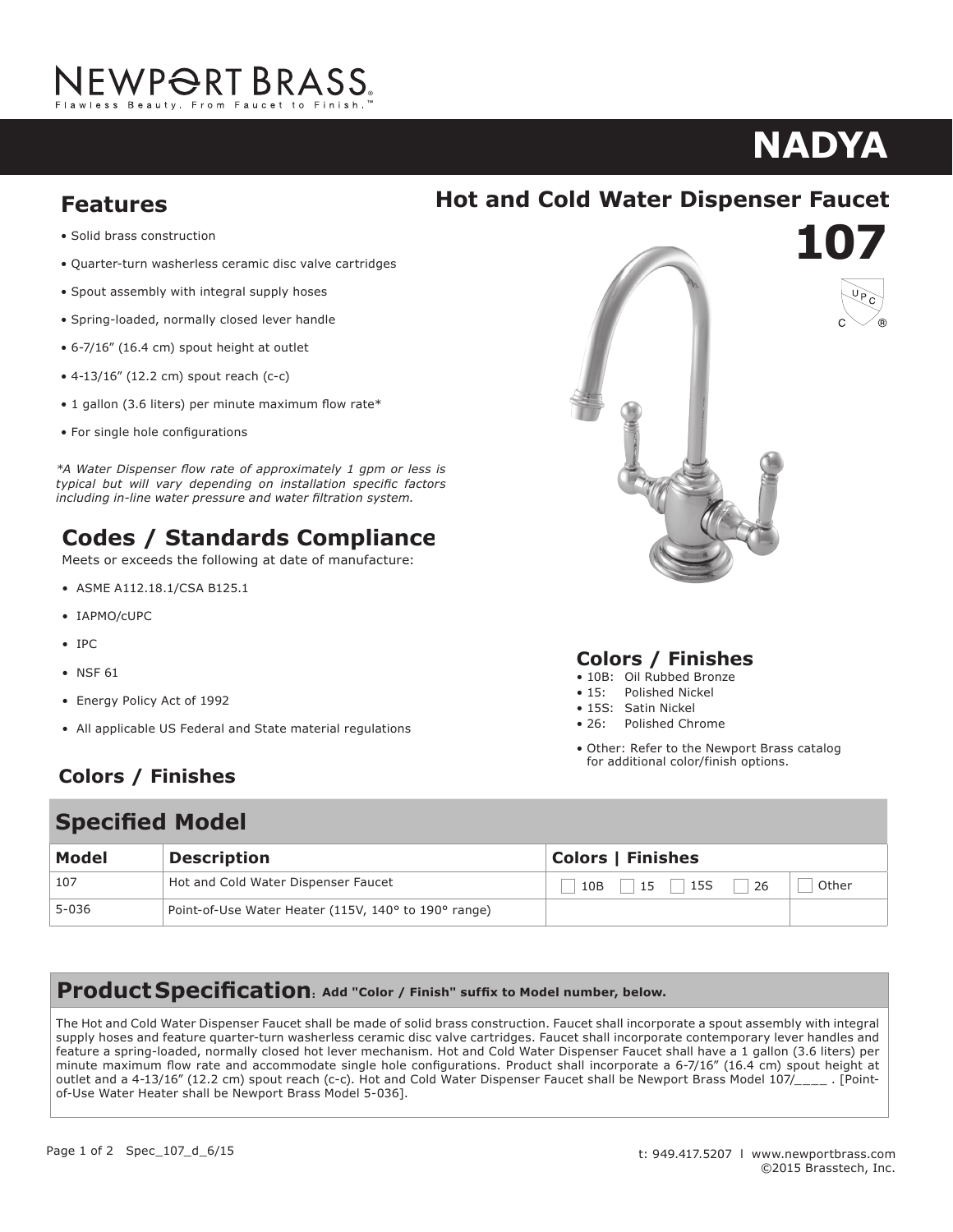NEWPORT BRASS®
Flawless Beauty. From Faucet to Finish.™

# NADYA

## Hot and Cold Water Dispenser Faucet

# 107

## Features

- Solid brass construction
- Quarter-turn washerless ceramic disc valve cartridges
- Spout assembly with integral supply hoses
- Spring-loaded, normally closed lever handle
- 6-7/16" (16.4 cm) spout height at outlet
- 4-13/16" (12.2 cm) spout reach (c-c)
- 1 gallon (3.6 liters) per minute maximum flow rate*
- For single hole configurations

*\*A Water Dispenser flow rate of approximately 1 gpm or less is typical but will vary depending on installation specific factors including in-line water pressure and water filtration system.*

## Codes / Standards Compliance

Meets or exceeds the following at date of manufacture:

- ASME A112.18.1/CSA B125.1
- IAPMO/cUPC
- IPC
- NSF 61
- Energy Policy Act of 1992
- All applicable US Federal and State material regulations

## Colors / Finishes

- 10B: Oil Rubbed Bronze
- 15: Polished Nickel
- 15S: Satin Nickel
- 26: Polished Chrome
- Other: Refer to the Newport Brass catalog for additional color/finish options.

## Specified Model

| Model | Description | Colors \| Finishes | |
|---|---|---|---|
| 107 | Hot and Cold Water Dispenser Faucet | ☐ 10B ☐ 15 ☐ 15S ☐ 26 | ☐ Other |
| 5-036 | Point-of-Use Water Heater (115V, 140° to 190° range) | | |

## Product Specification: Add "Color / Finish" suffix to Model number, below.

The Hot and Cold Water Dispenser Faucet shall be made of solid brass construction. Faucet shall incorporate a spout assembly with integral supply hoses and feature quarter-turn washerless ceramic disc valve cartridges. Faucet shall incorporate contemporary lever handles and feature a spring-loaded, normally closed hot lever mechanism. Hot and Cold Water Dispenser Faucet shall have a 1 gallon (3.6 liters) per minute maximum flow rate and accommodate single hole configurations. Product shall incorporate a 6-7/16" (16.4 cm) spout height at outlet and a 4-13/16" (12.2 cm) spout reach (c-c). Hot and Cold Water Dispenser Faucet shall be Newport Brass Model 107/____ . [Point-of-Use Water Heater shall be Newport Brass Model 5-036].

Spec_107_d_6/15

t: 949.417.5207 l www.newportbrass.com
©2015 Brasstech, Inc.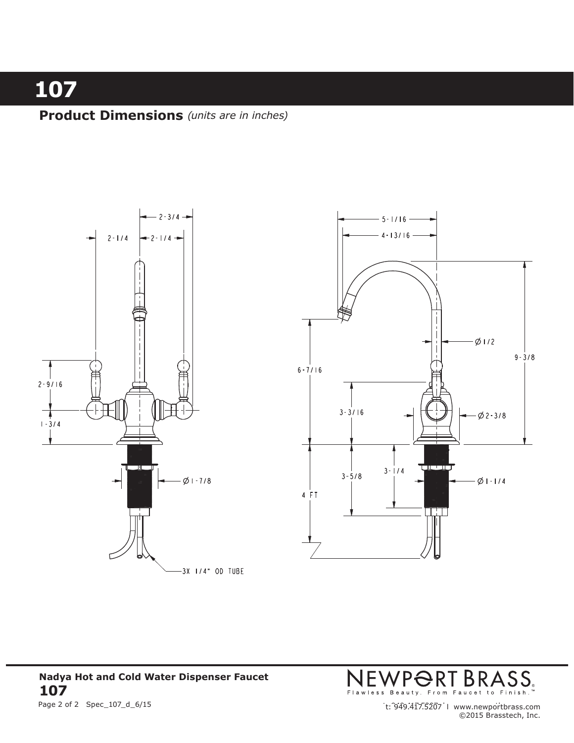# 107

**Product Dimensions** *(units are in inches)*

2-3/4

2-1/4

2-1/4

2-9/16

1-3/4

Ø1-7/8

3X 1/4" OD TUBE

5-1/16

4-13/16

Ø1/2

9-3/8

6-7/16

3-3/16

Ø2-3/8

3-5/8

3-1/4

Ø1-1/4

4 FT

**Nadya Hot and Cold Water Dispenser Faucet**
**107**

Spec_107_d_6/15

NEWPORT BRASS®
Flawless Beauty. From Faucet to Finish.™

t: 949.417.5207 | www.newportbrass.com
©2015 Brasstech, Inc.